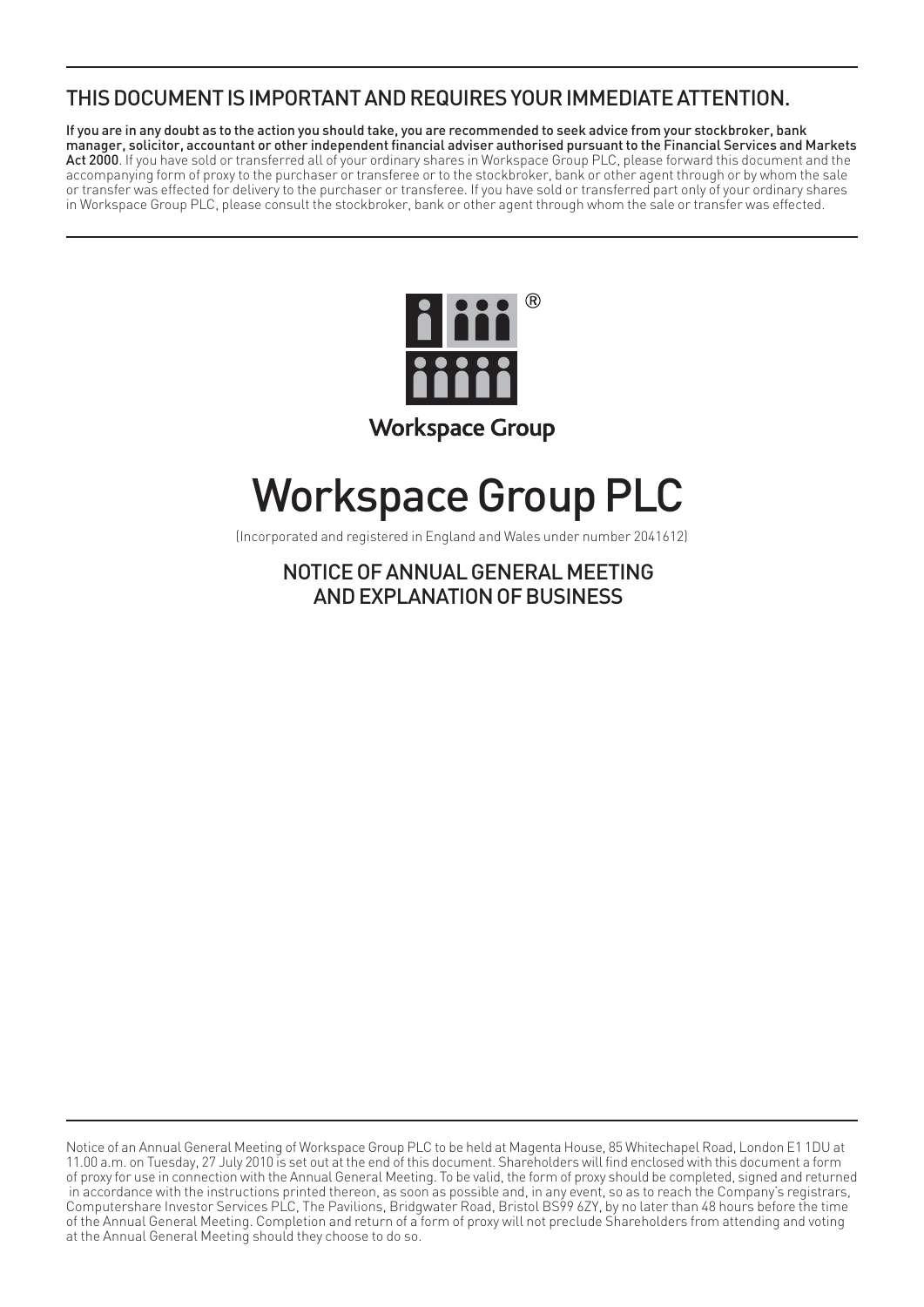## THIS DOCUMENT IS IMPORTANT AND REQUIRES YOUR IMMEDIATE ATTENTION.

**If you are in any doubt as to the action you should take, you are recommended to seek advice from your stockbroker, bank manager, solicitor, accountant or other independent financial adviser authorised pursuant to the Financial Services and Markets Act 2000**. If you have sold or transferred all of your ordinary shares in Workspace Group PLC, please forward this document and the accompanying form of proxy to the purchaser or transferee or to the stockbroker, bank or other agent through or by whom the sale or transfer was effected for delivery to the purchaser or transferee. If you have sold or transferred part only of your ordinary shares in Workspace Group PLC, please consult the stockbroker, bank or other agent through whom the sale or transfer was effected.

Workspace Group

# Workspace Group PLC

(Incorporated and registered in England and Wales under number 2041612)

## NOTICE OF ANNUAL GENERAL MEETING AND EXPLANATION OF BUSINESS

Notice of an Annual General Meeting of Workspace Group PLC to be held at Magenta House, 85 Whitechapel Road, London E1 1DU at 11.00 a.m. on Tuesday, 27 July 2010 is set out at the end of this document. Shareholders will find enclosed with this document a form of proxy for use in connection with the Annual General Meeting. To be valid, the form of proxy should be completed, signed and returned in accordance with the instructions printed thereon, as soon as possible and, in any event, so as to reach the Company's registrars, Computershare Investor Services PLC, The Pavilions, Bridgwater Road, Bristol BS99 6ZY, by no later than 48 hours before the time of the Annual General Meeting. Completion and return of a form of proxy will not preclude Shareholders from attending and voting at the Annual General Meeting should they choose to do so.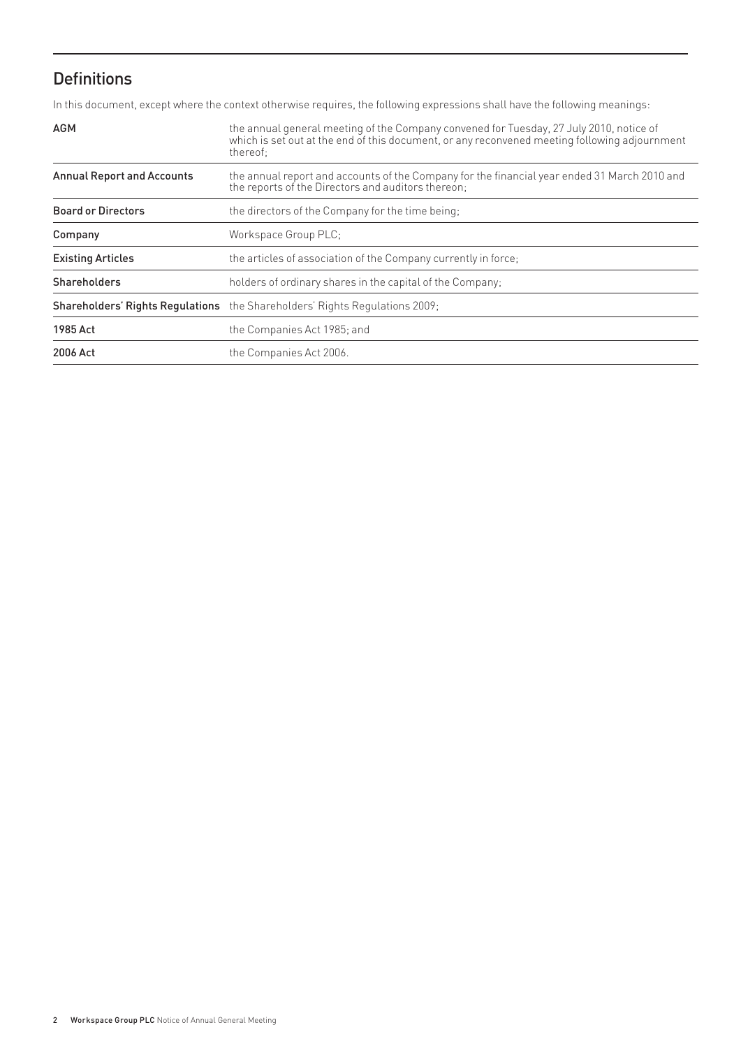## Definitions

In this document, except where the context otherwise requires, the following expressions shall have the following meanings:

| | |
|---|---|
| **AGM** | the annual general meeting of the Company convened for Tuesday, 27 July 2010, notice of which is set out at the end of this document, or any reconvened meeting following adjournment thereof; |
| **Annual Report and Accounts** | the annual report and accounts of the Company for the financial year ended 31 March 2010 and the reports of the Directors and auditors thereon; |
| **Board or Directors** | the directors of the Company for the time being; |
| **Company** | Workspace Group PLC; |
| **Existing Articles** | the articles of association of the Company currently in force; |
| **Shareholders** | holders of ordinary shares in the capital of the Company; |
| **Shareholders' Rights Regulations** | the Shareholders' Rights Regulations 2009; |
| **1985 Act** | the Companies Act 1985; and |
| **2006 Act** | the Companies Act 2006. |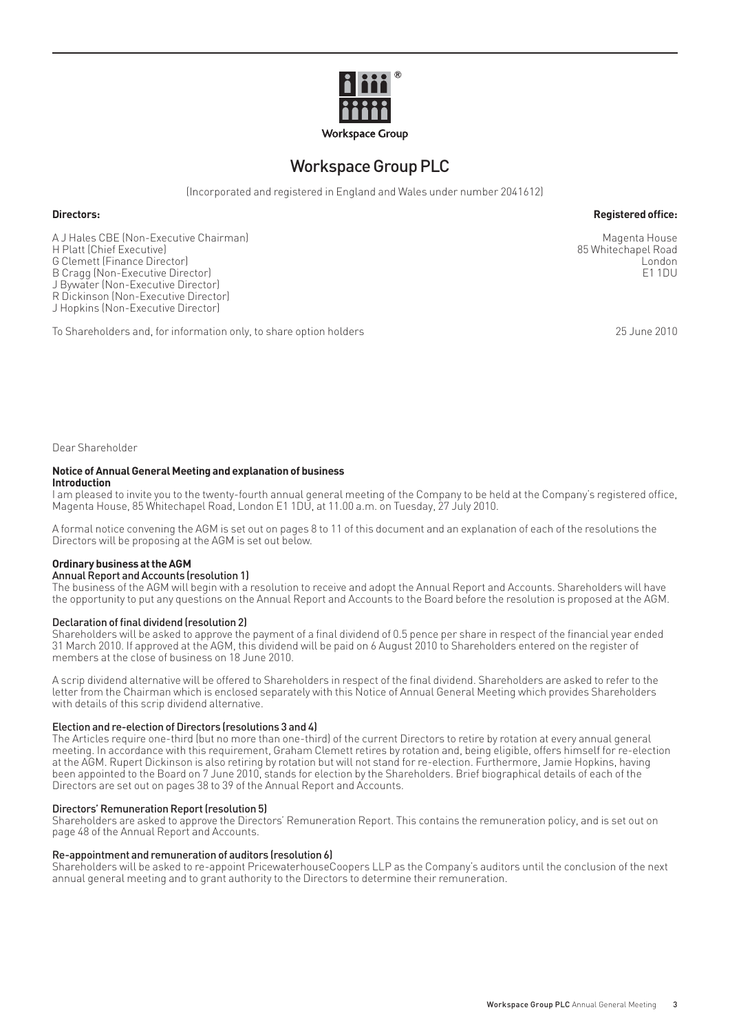Workspace Group

# Workspace Group PLC

(Incorporated and registered in England and Wales under number 2041612)

**Directors:**

A J Hales CBE (Non-Executive Chairman)
H Platt (Chief Executive)
G Clemett (Finance Director)
B Cragg (Non-Executive Director)
J Bywater (Non-Executive Director)
R Dickinson (Non-Executive Director)
J Hopkins (Non-Executive Director)

**Registered office:**

Magenta House
85 Whitechapel Road
London
E1 1DU

To Shareholders and, for information only, to share option holders

25 June 2010

Dear Shareholder

**Notice of Annual General Meeting and explanation of business**

**Introduction**

I am pleased to invite you to the twenty-fourth annual general meeting of the Company to be held at the Company's registered office, Magenta House, 85 Whitechapel Road, London E1 1DU, at 11.00 a.m. on Tuesday, 27 July 2010.

A formal notice convening the AGM is set out on pages 8 to 11 of this document and an explanation of each of the resolutions the Directors will be proposing at the AGM is set out below.

**Ordinary business at the AGM**

Annual Report and Accounts (resolution 1)

The business of the AGM will begin with a resolution to receive and adopt the Annual Report and Accounts. Shareholders will have the opportunity to put any questions on the Annual Report and Accounts to the Board before the resolution is proposed at the AGM.

Declaration of final dividend (resolution 2)

Shareholders will be asked to approve the payment of a final dividend of 0.5 pence per share in respect of the financial year ended 31 March 2010. If approved at the AGM, this dividend will be paid on 6 August 2010 to Shareholders entered on the register of members at the close of business on 18 June 2010.

A scrip dividend alternative will be offered to Shareholders in respect of the final dividend. Shareholders are asked to refer to the letter from the Chairman which is enclosed separately with this Notice of Annual General Meeting which provides Shareholders with details of this scrip dividend alternative.

Election and re-election of Directors (resolutions 3 and 4)

The Articles require one-third (but no more than one-third) of the current Directors to retire by rotation at every annual general meeting. In accordance with this requirement, Graham Clemett retires by rotation and, being eligible, offers himself for re-election at the AGM. Rupert Dickinson is also retiring by rotation but will not stand for re-election. Furthermore, Jamie Hopkins, having been appointed to the Board on 7 June 2010, stands for election by the Shareholders. Brief biographical details of each of the Directors are set out on pages 38 to 39 of the Annual Report and Accounts.

Directors' Remuneration Report (resolution 5)

Shareholders are asked to approve the Directors' Remuneration Report. This contains the remuneration policy, and is set out on page 48 of the Annual Report and Accounts.

Re-appointment and remuneration of auditors (resolution 6)

Shareholders will be asked to re-appoint PricewaterhouseCoopers LLP as the Company's auditors until the conclusion of the next annual general meeting and to grant authority to the Directors to determine their remuneration.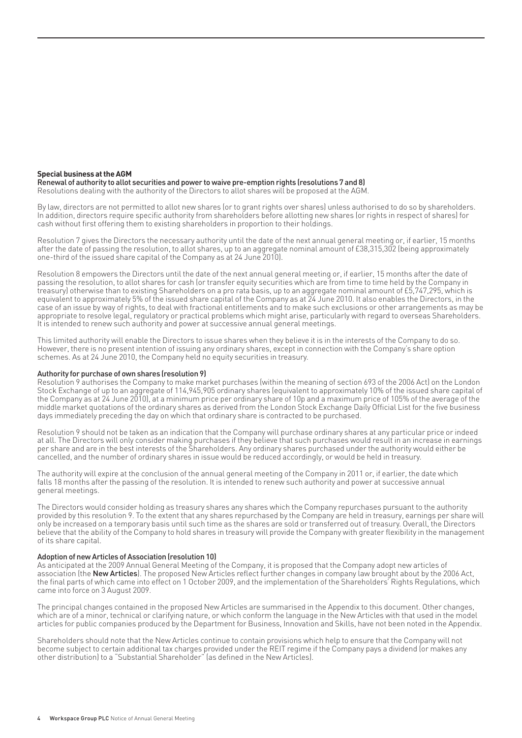## Special business at the AGM

### Renewal of authority to allot securities and power to waive pre-emption rights (resolutions 7 and 8)

Resolutions dealing with the authority of the Directors to allot shares will be proposed at the AGM.

By law, directors are not permitted to allot new shares (or to grant rights over shares) unless authorised to do so by shareholders. In addition, directors require specific authority from shareholders before allotting new shares (or rights in respect of shares) for cash without first offering them to existing shareholders in proportion to their holdings.

Resolution 7 gives the Directors the necessary authority until the date of the next annual general meeting or, if earlier, 15 months after the date of passing the resolution, to allot shares, up to an aggregate nominal amount of £38,315,302 (being approximately one-third of the issued share capital of the Company as at 24 June 2010).

Resolution 8 empowers the Directors until the date of the next annual general meeting or, if earlier, 15 months after the date of passing the resolution, to allot shares for cash (or transfer equity securities which are from time to time held by the Company in treasury) otherwise than to existing Shareholders on a pro rata basis, up to an aggregate nominal amount of £5,747,295, which is equivalent to approximately 5% of the issued share capital of the Company as at 24 June 2010. It also enables the Directors, in the case of an issue by way of rights, to deal with fractional entitlements and to make such exclusions or other arrangements as may be appropriate to resolve legal, regulatory or practical problems which might arise, particularly with regard to overseas Shareholders. It is intended to renew such authority and power at successive annual general meetings.

This limited authority will enable the Directors to issue shares when they believe it is in the interests of the Company to do so. However, there is no present intention of issuing any ordinary shares, except in connection with the Company's share option schemes. As at 24 June 2010, the Company held no equity securities in treasury.

### Authority for purchase of own shares (resolution 9)

Resolution 9 authorises the Company to make market purchases (within the meaning of section 693 of the 2006 Act) on the London Stock Exchange of up to an aggregate of 114,945,905 ordinary shares (equivalent to approximately 10% of the issued share capital of the Company as at 24 June 2010), at a minimum price per ordinary share of 10p and a maximum price of 105% of the average of the middle market quotations of the ordinary shares as derived from the London Stock Exchange Daily Official List for the five business days immediately preceding the day on which that ordinary share is contracted to be purchased.

Resolution 9 should not be taken as an indication that the Company will purchase ordinary shares at any particular price or indeed at all. The Directors will only consider making purchases if they believe that such purchases would result in an increase in earnings per share and are in the best interests of the Shareholders. Any ordinary shares purchased under the authority would either be cancelled, and the number of ordinary shares in issue would be reduced accordingly, or would be held in treasury.

The authority will expire at the conclusion of the annual general meeting of the Company in 2011 or, if earlier, the date which falls 18 months after the passing of the resolution. It is intended to renew such authority and power at successive annual general meetings.

The Directors would consider holding as treasury shares any shares which the Company repurchases pursuant to the authority provided by this resolution 9. To the extent that any shares repurchased by the Company are held in treasury, earnings per share will only be increased on a temporary basis until such time as the shares are sold or transferred out of treasury. Overall, the Directors believe that the ability of the Company to hold shares in treasury will provide the Company with greater flexibility in the management of its share capital.

### Adoption of new Articles of Association (resolution 10)

As anticipated at the 2009 Annual General Meeting of the Company, it is proposed that the Company adopt new articles of association (the **New Articles**). The proposed New Articles reflect further changes in company law brought about by the 2006 Act, the final parts of which came into effect on 1 October 2009, and the implementation of the Shareholders' Rights Regulations, which came into force on 3 August 2009.

The principal changes contained in the proposed New Articles are summarised in the Appendix to this document. Other changes, which are of a minor, technical or clarifying nature, or which conform the language in the New Articles with that used in the model articles for public companies produced by the Department for Business, Innovation and Skills, have not been noted in the Appendix.

Shareholders should note that the New Articles continue to contain provisions which help to ensure that the Company will not become subject to certain additional tax charges provided under the REIT regime if the Company pays a dividend (or makes any other distribution) to a "Substantial Shareholder" (as defined in the New Articles).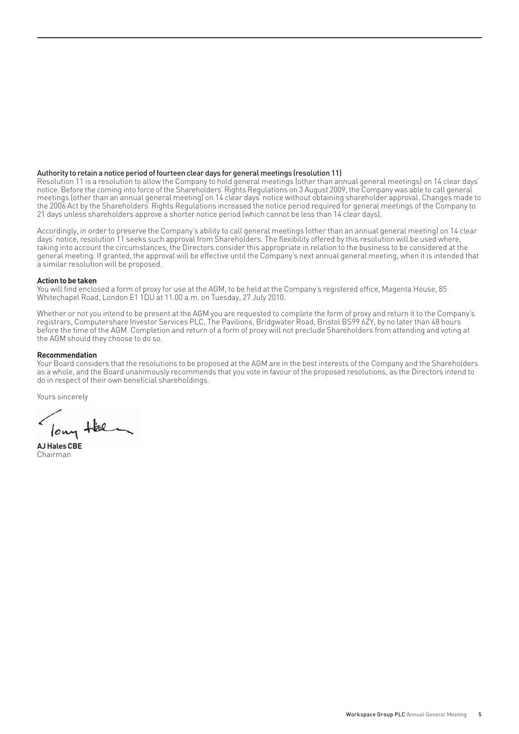### Authority to retain a notice period of fourteen clear days for general meetings (resolution 11)

Resolution 11 is a resolution to allow the Company to hold general meetings (other than annual general meetings) on 14 clear days' notice. Before the coming into force of the Shareholders' Rights Regulations on 3 August 2009, the Company was able to call general meetings (other than an annual general meeting) on 14 clear days' notice without obtaining shareholder approval. Changes made to the 2006 Act by the Shareholders' Rights Regulations increased the notice period required for general meetings of the Company to 21 days unless shareholders approve a shorter notice period (which cannot be less than 14 clear days).

Accordingly, in order to preserve the Company's ability to call general meetings (other than an annual general meeting) on 14 clear days' notice, resolution 11 seeks such approval from Shareholders. The flexibility offered by this resolution will be used where, taking into account the circumstances, the Directors consider this appropriate in relation to the business to be considered at the general meeting. If granted, the approval will be effective until the Company's next annual general meeting, when it is intended that a similar resolution will be proposed.

**Action to be taken**

You will find enclosed a form of proxy for use at the AGM, to be held at the Company's registered office, Magenta House, 85 Whitechapel Road, London E1 1DU at 11.00 a.m. on Tuesday, 27 July 2010.

Whether or not you intend to be present at the AGM you are requested to complete the form of proxy and return it to the Company's registrars, Computershare Investor Services PLC, The Pavilions, Bridgwater Road, Bristol BS99 6ZY, by no later than 48 hours before the time of the AGM. Completion and return of a form of proxy will not preclude Shareholders from attending and voting at the AGM should they choose to do so.

**Recommendation**

Your Board considers that the resolutions to be proposed at the AGM are in the best interests of the Company and the Shareholders as a whole, and the Board unanimously recommends that you vote in favour of the proposed resolutions, as the Directors intend to do in respect of their own beneficial shareholdings.

Yours sincerely

**AJ Hales CBE**
Chairman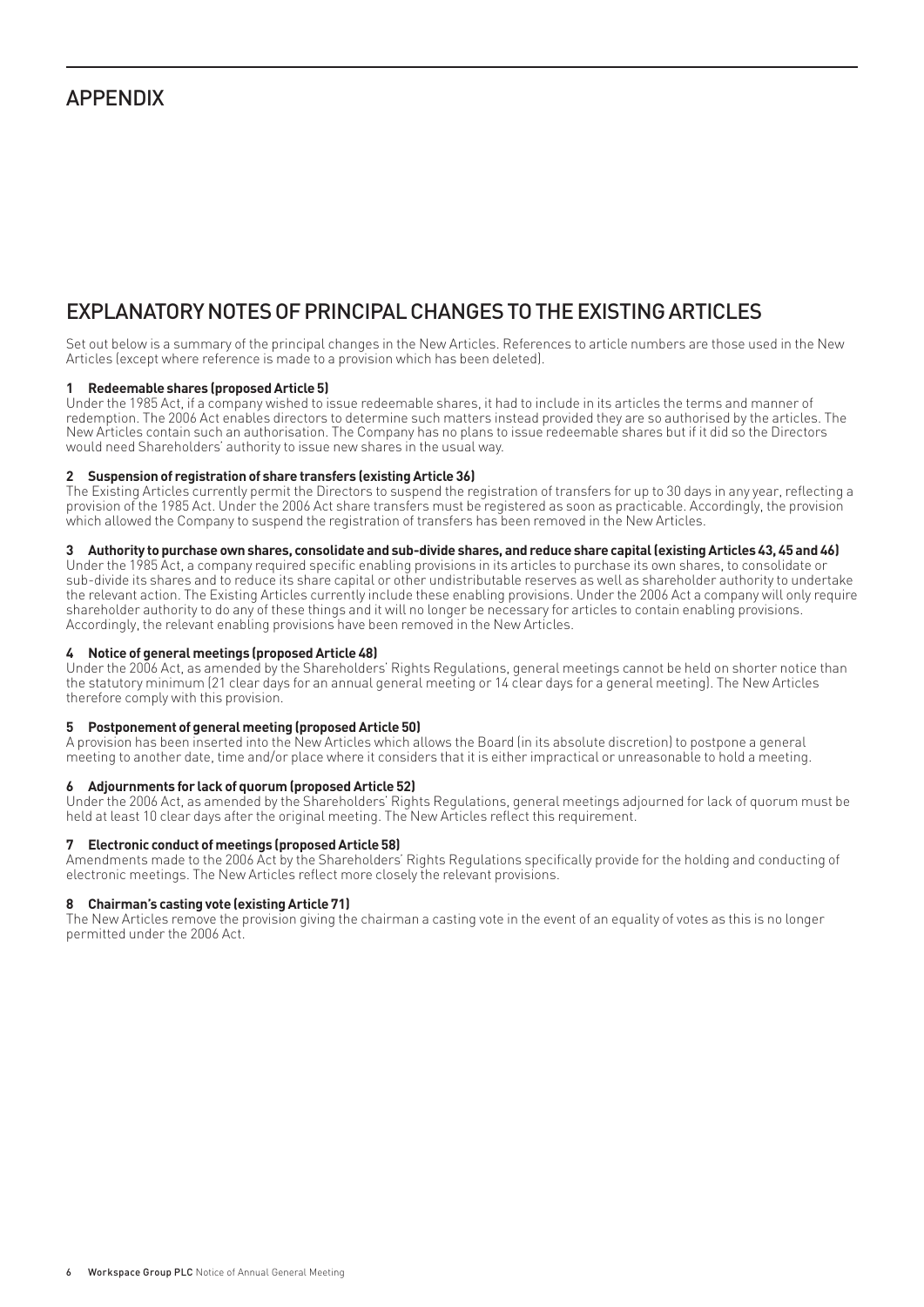# APPENDIX

## EXPLANATORY NOTES OF PRINCIPAL CHANGES TO THE EXISTING ARTICLES

Set out below is a summary of the principal changes in the New Articles. References to article numbers are those used in the New Articles (except where reference is made to a provision which has been deleted).

**1 Redeemable shares (proposed Article 5)**

Under the 1985 Act, if a company wished to issue redeemable shares, it had to include in its articles the terms and manner of redemption. The 2006 Act enables directors to determine such matters instead provided they are so authorised by the articles. The New Articles contain such an authorisation. The Company has no plans to issue redeemable shares but if it did so the Directors would need Shareholders' authority to issue new shares in the usual way.

**2 Suspension of registration of share transfers (existing Article 36)**

The Existing Articles currently permit the Directors to suspend the registration of transfers for up to 30 days in any year, reflecting a provision of the 1985 Act. Under the 2006 Act share transfers must be registered as soon as practicable. Accordingly, the provision which allowed the Company to suspend the registration of transfers has been removed in the New Articles.

**3 Authority to purchase own shares, consolidate and sub-divide shares, and reduce share capital (existing Articles 43, 45 and 46)**

Under the 1985 Act, a company required specific enabling provisions in its articles to purchase its own shares, to consolidate or sub-divide its shares and to reduce its share capital or other undistributable reserves as well as shareholder authority to undertake the relevant action. The Existing Articles currently include these enabling provisions. Under the 2006 Act a company will only require shareholder authority to do any of these things and it will no longer be necessary for articles to contain enabling provisions. Accordingly, the relevant enabling provisions have been removed in the New Articles.

**4 Notice of general meetings (proposed Article 48)**

Under the 2006 Act, as amended by the Shareholders' Rights Regulations, general meetings cannot be held on shorter notice than the statutory minimum (21 clear days for an annual general meeting or 14 clear days for a general meeting). The New Articles therefore comply with this provision.

**5 Postponement of general meeting (proposed Article 50)**

A provision has been inserted into the New Articles which allows the Board (in its absolute discretion) to postpone a general meeting to another date, time and/or place where it considers that it is either impractical or unreasonable to hold a meeting.

**6 Adjournments for lack of quorum (proposed Article 52)**

Under the 2006 Act, as amended by the Shareholders' Rights Regulations, general meetings adjourned for lack of quorum must be held at least 10 clear days after the original meeting. The New Articles reflect this requirement.

**7 Electronic conduct of meetings (proposed Article 58)**

Amendments made to the 2006 Act by the Shareholders' Rights Regulations specifically provide for the holding and conducting of electronic meetings. The New Articles reflect more closely the relevant provisions.

**8 Chairman's casting vote (existing Article 71)**

The New Articles remove the provision giving the chairman a casting vote in the event of an equality of votes as this is no longer permitted under the 2006 Act.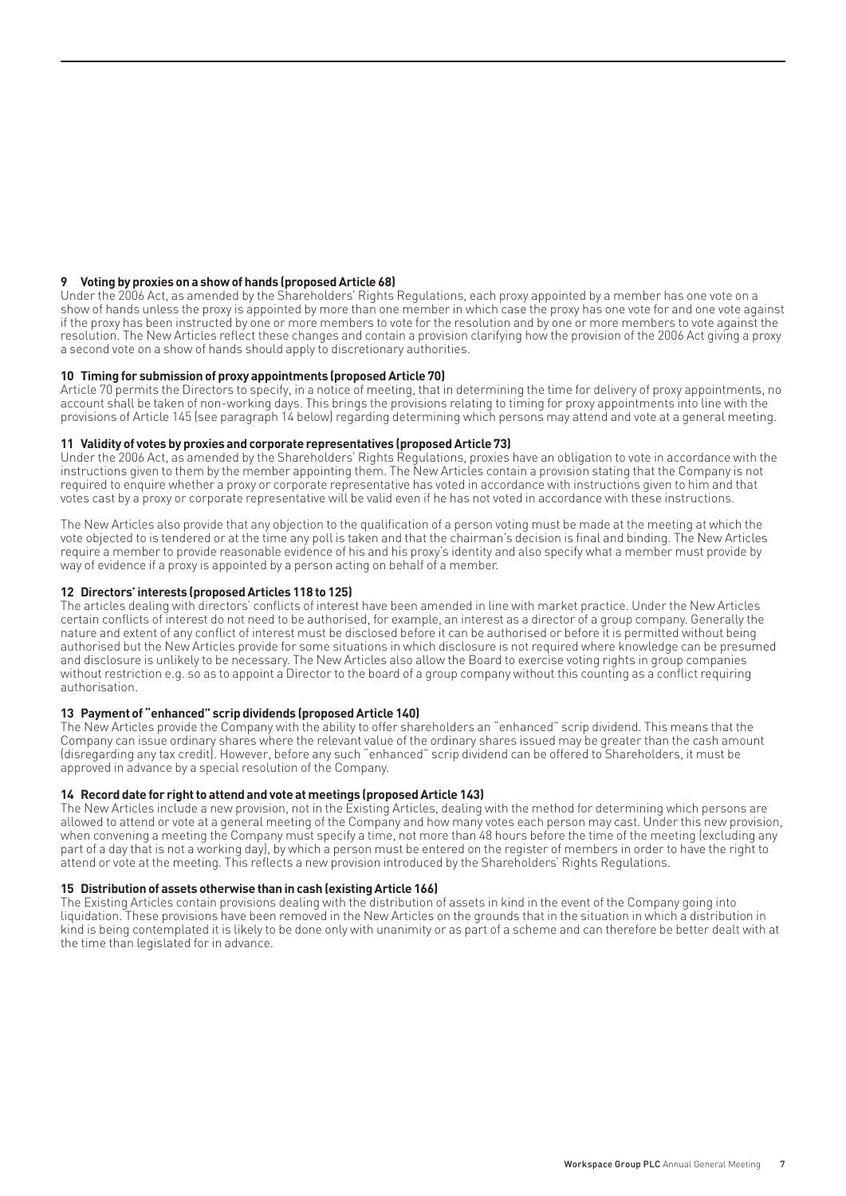**9 Voting by proxies on a show of hands (proposed Article 68)**

Under the 2006 Act, as amended by the Shareholders' Rights Regulations, each proxy appointed by a member has one vote on a show of hands unless the proxy is appointed by more than one member in which case the proxy has one vote for and one vote against if the proxy has been instructed by one or more members to vote for the resolution and by one or more members to vote against the resolution. The New Articles reflect these changes and contain a provision clarifying how the provision of the 2006 Act giving a proxy a second vote on a show of hands should apply to discretionary authorities.

**10 Timing for submission of proxy appointments (proposed Article 70)**

Article 70 permits the Directors to specify, in a notice of meeting, that in determining the time for delivery of proxy appointments, no account shall be taken of non-working days. This brings the provisions relating to timing for proxy appointments into line with the provisions of Article 145 (see paragraph 14 below) regarding determining which persons may attend and vote at a general meeting.

**11 Validity of votes by proxies and corporate representatives (proposed Article 73)**

Under the 2006 Act, as amended by the Shareholders' Rights Regulations, proxies have an obligation to vote in accordance with the instructions given to them by the member appointing them. The New Articles contain a provision stating that the Company is not required to enquire whether a proxy or corporate representative has voted in accordance with instructions given to him and that votes cast by a proxy or corporate representative will be valid even if he has not voted in accordance with these instructions.

The New Articles also provide that any objection to the qualification of a person voting must be made at the meeting at which the vote objected to is tendered or at the time any poll is taken and that the chairman's decision is final and binding. The New Articles require a member to provide reasonable evidence of his and his proxy's identity and also specify what a member must provide by way of evidence if a proxy is appointed by a person acting on behalf of a member.

**12 Directors' interests (proposed Articles 118 to 125)**

The articles dealing with directors' conflicts of interest have been amended in line with market practice. Under the New Articles certain conflicts of interest do not need to be authorised, for example, an interest as a director of a group company. Generally the nature and extent of any conflict of interest must be disclosed before it can be authorised or before it is permitted without being authorised but the New Articles provide for some situations in which disclosure is not required where knowledge can be presumed and disclosure is unlikely to be necessary. The New Articles also allow the Board to exercise voting rights in group companies without restriction e.g. so as to appoint a Director to the board of a group company without this counting as a conflict requiring authorisation.

**13 Payment of "enhanced" scrip dividends (proposed Article 140)**

The New Articles provide the Company with the ability to offer shareholders an "enhanced" scrip dividend. This means that the Company can issue ordinary shares where the relevant value of the ordinary shares issued may be greater than the cash amount (disregarding any tax credit). However, before any such "enhanced" scrip dividend can be offered to Shareholders, it must be approved in advance by a special resolution of the Company.

**14 Record date for right to attend and vote at meetings (proposed Article 143)**

The New Articles include a new provision, not in the Existing Articles, dealing with the method for determining which persons are allowed to attend or vote at a general meeting of the Company and how many votes each person may cast. Under this new provision, when convening a meeting the Company must specify a time, not more than 48 hours before the time of the meeting (excluding any part of a day that is not a working day), by which a person must be entered on the register of members in order to have the right to attend or vote at the meeting. This reflects a new provision introduced by the Shareholders' Rights Regulations.

**15 Distribution of assets otherwise than in cash (existing Article 166)**

The Existing Articles contain provisions dealing with the distribution of assets in kind in the event of the Company going into liquidation. These provisions have been removed in the New Articles on the grounds that in the situation in which a distribution in kind is being contemplated it is likely to be done only with unanimity or as part of a scheme and can therefore be better dealt with at the time than legislated for in advance.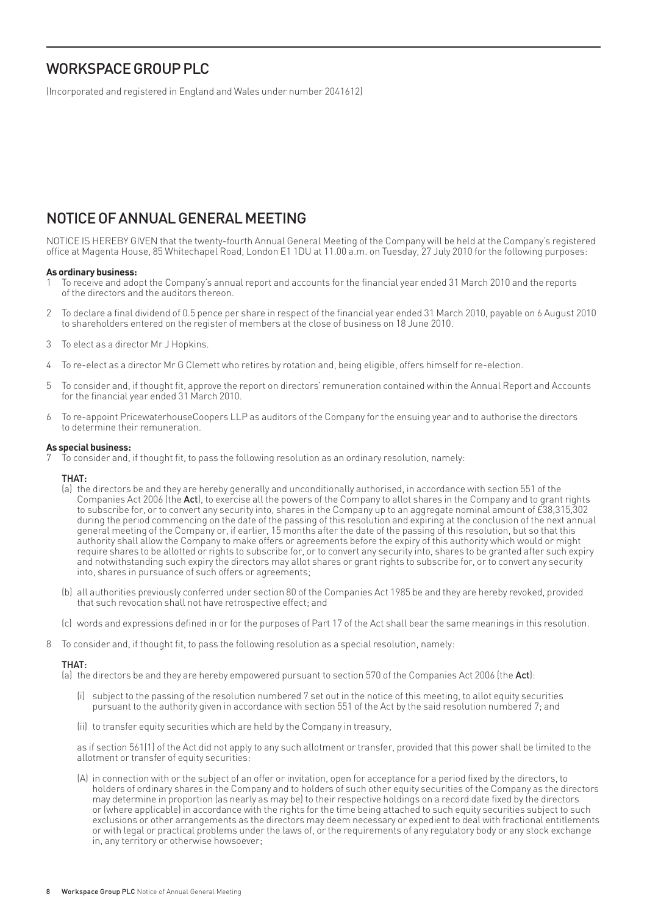# WORKSPACE GROUP PLC

(Incorporated and registered in England and Wales under number 2041612)

## NOTICE OF ANNUAL GENERAL MEETING

NOTICE IS HEREBY GIVEN that the twenty-fourth Annual General Meeting of the Company will be held at the Company's registered office at Magenta House, 85 Whitechapel Road, London E1 1DU at 11.00 a.m. on Tuesday, 27 July 2010 for the following purposes:

**As ordinary business:**

1 To receive and adopt the Company's annual report and accounts for the financial year ended 31 March 2010 and the reports of the directors and the auditors thereon.

2 To declare a final dividend of 0.5 pence per share in respect of the financial year ended 31 March 2010, payable on 6 August 2010 to shareholders entered on the register of members at the close of business on 18 June 2010.

3 To elect as a director Mr J Hopkins.

4 To re-elect as a director Mr G Clemett who retires by rotation and, being eligible, offers himself for re-election.

5 To consider and, if thought fit, approve the report on directors' remuneration contained within the Annual Report and Accounts for the financial year ended 31 March 2010.

6 To re-appoint PricewaterhouseCoopers LLP as auditors of the Company for the ensuing year and to authorise the directors to determine their remuneration.

**As special business:**

7 To consider and, if thought fit, to pass the following resolution as an ordinary resolution, namely:

**THAT:**

(a) the directors be and they are hereby generally and unconditionally authorised, in accordance with section 551 of the Companies Act 2006 (the **Act**), to exercise all the powers of the Company to allot shares in the Company and to grant rights to subscribe for, or to convert any security into, shares in the Company up to an aggregate nominal amount of £38,315,302 during the period commencing on the date of the passing of this resolution and expiring at the conclusion of the next annual general meeting of the Company or, if earlier, 15 months after the date of the passing of this resolution, but so that this authority shall allow the Company to make offers or agreements before the expiry of this authority which would or might require shares to be allotted or rights to subscribe for, or to convert any security into, shares to be granted after such expiry and notwithstanding such expiry the directors may allot shares or grant rights to subscribe for, or to convert any security into, shares in pursuance of such offers or agreements;

(b) all authorities previously conferred under section 80 of the Companies Act 1985 be and they are hereby revoked, provided that such revocation shall not have retrospective effect; and

(c) words and expressions defined in or for the purposes of Part 17 of the Act shall bear the same meanings in this resolution.

8 To consider and, if thought fit, to pass the following resolution as a special resolution, namely:

**THAT:**

(a) the directors be and they are hereby empowered pursuant to section 570 of the Companies Act 2006 (the **Act**):

(i) subject to the passing of the resolution numbered 7 set out in the notice of this meeting, to allot equity securities pursuant to the authority given in accordance with section 551 of the Act by the said resolution numbered 7; and

(ii) to transfer equity securities which are held by the Company in treasury,

as if section 561(1) of the Act did not apply to any such allotment or transfer, provided that this power shall be limited to the allotment or transfer of equity securities:

(A) in connection with or the subject of an offer or invitation, open for acceptance for a period fixed by the directors, to holders of ordinary shares in the Company and to holders of such other equity securities of the Company as the directors may determine in proportion (as nearly as may be) to their respective holdings on a record date fixed by the directors or (where applicable) in accordance with the rights for the time being attached to such equity securities subject to such exclusions or other arrangements as the directors may deem necessary or expedient to deal with fractional entitlements or with legal or practical problems under the laws of, or the requirements of any regulatory body or any stock exchange in, any territory or otherwise howsoever;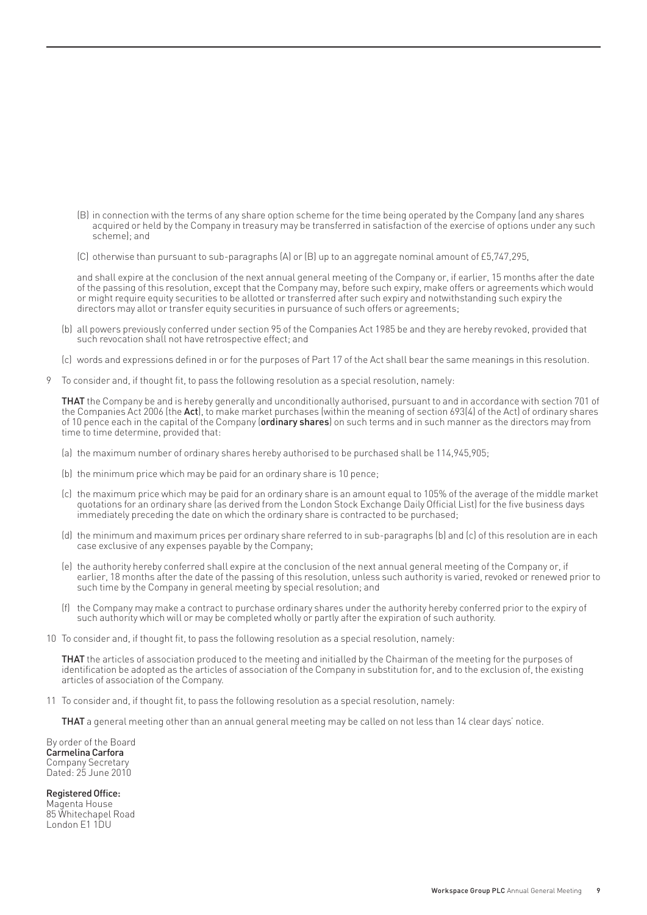(B) in connection with the terms of any share option scheme for the time being operated by the Company (and any shares acquired or held by the Company in treasury may be transferred in satisfaction of the exercise of options under any such scheme); and

(C) otherwise than pursuant to sub-paragraphs (A) or (B) up to an aggregate nominal amount of £5,747,295,

and shall expire at the conclusion of the next annual general meeting of the Company or, if earlier, 15 months after the date of the passing of this resolution, except that the Company may, before such expiry, make offers or agreements which would or might require equity securities to be allotted or transferred after such expiry and notwithstanding such expiry the directors may allot or transfer equity securities in pursuance of such offers or agreements;

(b) all powers previously conferred under section 95 of the Companies Act 1985 be and they are hereby revoked, provided that such revocation shall not have retrospective effect; and

(c) words and expressions defined in or for the purposes of Part 17 of the Act shall bear the same meanings in this resolution.

9 To consider and, if thought fit, to pass the following resolution as a special resolution, namely:

**THAT** the Company be and is hereby generally and unconditionally authorised, pursuant to and in accordance with section 701 of the Companies Act 2006 (the **Act**), to make market purchases (within the meaning of section 693(4) of the Act) of ordinary shares of 10 pence each in the capital of the Company (**ordinary shares**) on such terms and in such manner as the directors may from time to time determine, provided that:

(a) the maximum number of ordinary shares hereby authorised to be purchased shall be 114,945,905;

(b) the minimum price which may be paid for an ordinary share is 10 pence;

(c) the maximum price which may be paid for an ordinary share is an amount equal to 105% of the average of the middle market quotations for an ordinary share (as derived from the London Stock Exchange Daily Official List) for the five business days immediately preceding the date on which the ordinary share is contracted to be purchased;

(d) the minimum and maximum prices per ordinary share referred to in sub-paragraphs (b) and (c) of this resolution are in each case exclusive of any expenses payable by the Company;

(e) the authority hereby conferred shall expire at the conclusion of the next annual general meeting of the Company or, if earlier, 18 months after the date of the passing of this resolution, unless such authority is varied, revoked or renewed prior to such time by the Company in general meeting by special resolution; and

(f) the Company may make a contract to purchase ordinary shares under the authority hereby conferred prior to the expiry of such authority which will or may be completed wholly or partly after the expiration of such authority.

10 To consider and, if thought fit, to pass the following resolution as a special resolution, namely:

**THAT** the articles of association produced to the meeting and initialled by the Chairman of the meeting for the purposes of identification be adopted as the articles of association of the Company in substitution for, and to the exclusion of, the existing articles of association of the Company.

11 To consider and, if thought fit, to pass the following resolution as a special resolution, namely:

**THAT** a general meeting other than an annual general meeting may be called on not less than 14 clear days' notice.

By order of the Board
**Carmelina Carfora**
Company Secretary
Dated: 25 June 2010

**Registered Office:**
Magenta House
85 Whitechapel Road
London E1 1DU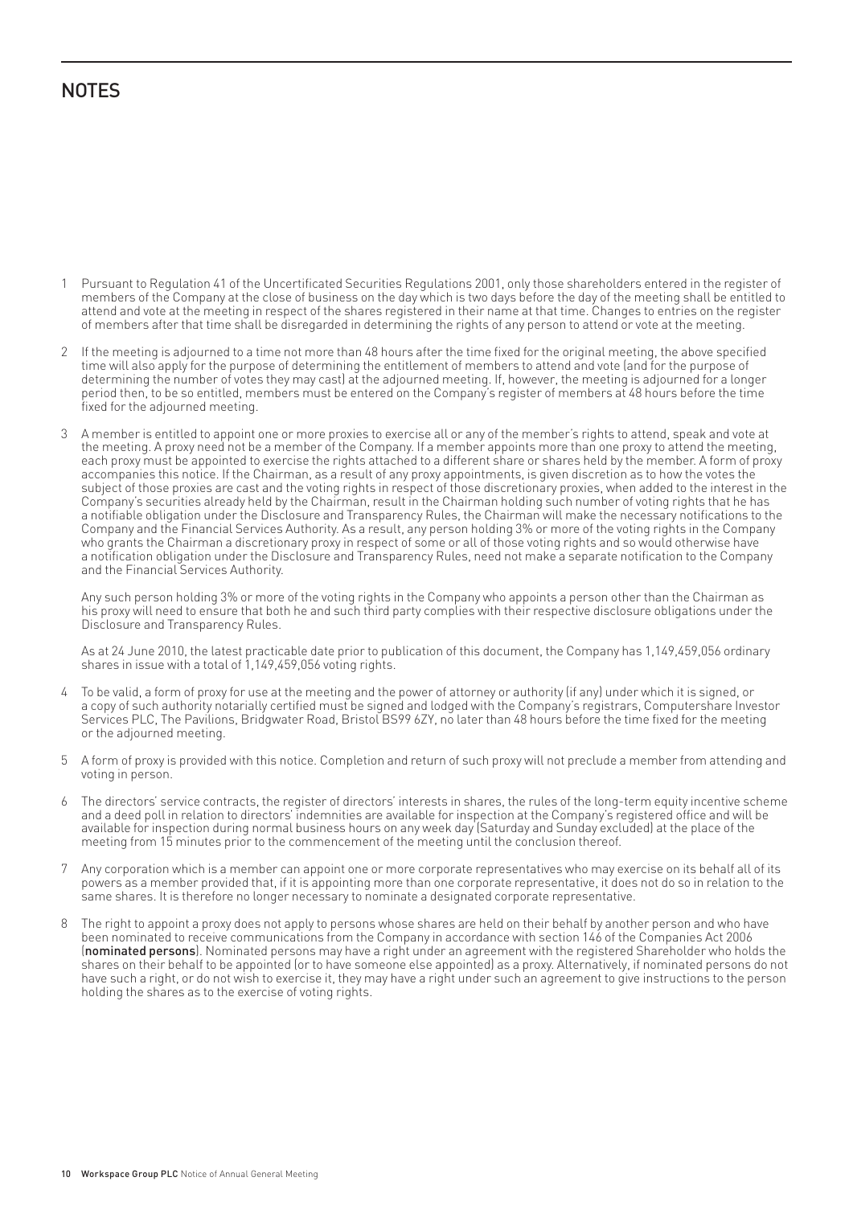# NOTES

1. Pursuant to Regulation 41 of the Uncertificated Securities Regulations 2001, only those shareholders entered in the register of members of the Company at the close of business on the day which is two days before the day of the meeting shall be entitled to attend and vote at the meeting in respect of the shares registered in their name at that time. Changes to entries on the register of members after that time shall be disregarded in determining the rights of any person to attend or vote at the meeting.

2. If the meeting is adjourned to a time not more than 48 hours after the time fixed for the original meeting, the above specified time will also apply for the purpose of determining the entitlement of members to attend and vote (and for the purpose of determining the number of votes they may cast) at the adjourned meeting. If, however, the meeting is adjourned for a longer period then, to be so entitled, members must be entered on the Company's register of members at 48 hours before the time fixed for the adjourned meeting.

3. A member is entitled to appoint one or more proxies to exercise all or any of the member's rights to attend, speak and vote at the meeting. A proxy need not be a member of the Company. If a member appoints more than one proxy to attend the meeting, each proxy must be appointed to exercise the rights attached to a different share or shares held by the member. A form of proxy accompanies this notice. If the Chairman, as a result of any proxy appointments, is given discretion as to how the votes the subject of those proxies are cast and the voting rights in respect of those discretionary proxies, when added to the interest in the Company's securities already held by the Chairman, result in the Chairman holding such number of voting rights that he has a notifiable obligation under the Disclosure and Transparency Rules, the Chairman will make the necessary notifications to the Company and the Financial Services Authority. As a result, any person holding 3% or more of the voting rights in the Company who grants the Chairman a discretionary proxy in respect of some or all of those voting rights and so would otherwise have a notification obligation under the Disclosure and Transparency Rules, need not make a separate notification to the Company and the Financial Services Authority.

   Any such person holding 3% or more of the voting rights in the Company who appoints a person other than the Chairman as his proxy will need to ensure that both he and such third party complies with their respective disclosure obligations under the Disclosure and Transparency Rules.

   As at 24 June 2010, the latest practicable date prior to publication of this document, the Company has 1,149,459,056 ordinary shares in issue with a total of 1,149,459,056 voting rights.

4. To be valid, a form of proxy for use at the meeting and the power of attorney or authority (if any) under which it is signed, or a copy of such authority notarially certified must be signed and lodged with the Company's registrars, Computershare Investor Services PLC, The Pavilions, Bridgwater Road, Bristol BS99 6ZY, no later than 48 hours before the time fixed for the meeting or the adjourned meeting.

5. A form of proxy is provided with this notice. Completion and return of such proxy will not preclude a member from attending and voting in person.

6. The directors' service contracts, the register of directors' interests in shares, the rules of the long-term equity incentive scheme and a deed poll in relation to directors' indemnities are available for inspection at the Company's registered office and will be available for inspection during normal business hours on any week day (Saturday and Sunday excluded) at the place of the meeting from 15 minutes prior to the commencement of the meeting until the conclusion thereof.

7. Any corporation which is a member can appoint one or more corporate representatives who may exercise on its behalf all of its powers as a member provided that, if it is appointing more than one corporate representative, it does not do so in relation to the same shares. It is therefore no longer necessary to nominate a designated corporate representative.

8. The right to appoint a proxy does not apply to persons whose shares are held on their behalf by another person and who have been nominated to receive communications from the Company in accordance with section 146 of the Companies Act 2006 (**nominated persons**). Nominated persons may have a right under an agreement with the registered Shareholder who holds the shares on their behalf to be appointed (or to have someone else appointed) as a proxy. Alternatively, if nominated persons do not have such a right, or do not wish to exercise it, they may have a right under such an agreement to give instructions to the person holding the shares as to the exercise of voting rights.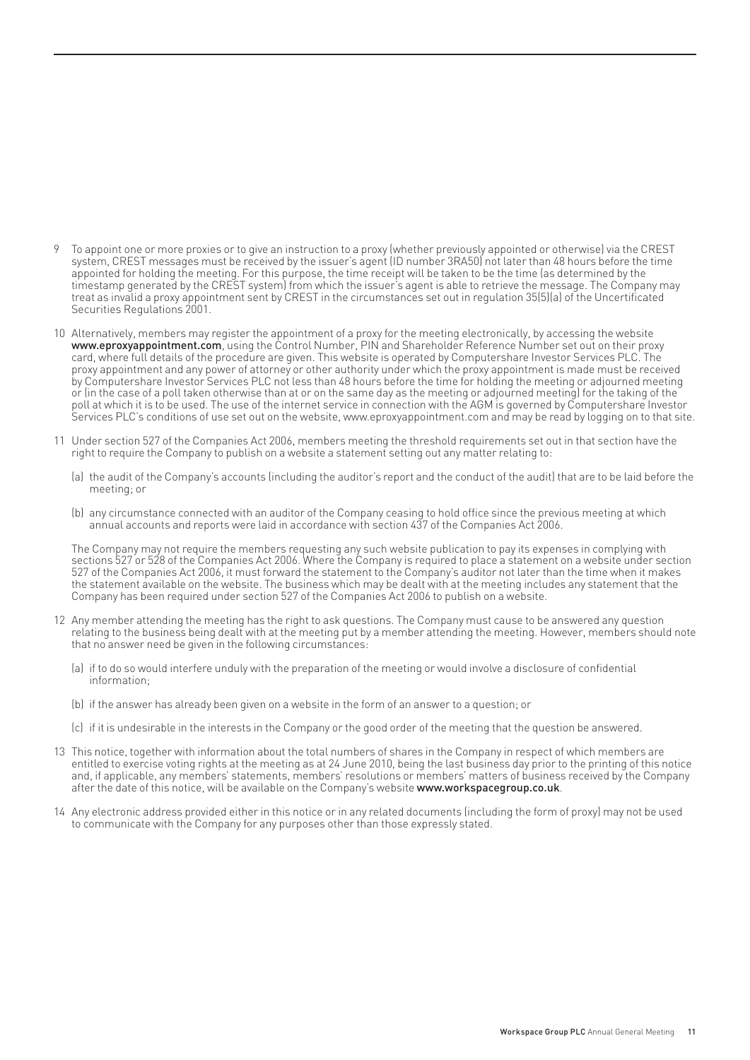9 To appoint one or more proxies or to give an instruction to a proxy (whether previously appointed or otherwise) via the CREST system, CREST messages must be received by the issuer's agent (ID number 3RA50) not later than 48 hours before the time appointed for holding the meeting. For this purpose, the time receipt will be taken to be the time (as determined by the timestamp generated by the CREST system) from which the issuer's agent is able to retrieve the message. The Company may treat as invalid a proxy appointment sent by CREST in the circumstances set out in regulation 35(5)(a) of the Uncertificated Securities Regulations 2001.

10 Alternatively, members may register the appointment of a proxy for the meeting electronically, by accessing the website **www.eproxyappointment.com**, using the Control Number, PIN and Shareholder Reference Number set out on their proxy card, where full details of the procedure are given. This website is operated by Computershare Investor Services PLC. The proxy appointment and any power of attorney or other authority under which the proxy appointment is made must be received by Computershare Investor Services PLC not less than 48 hours before the time for holding the meeting or adjourned meeting or (in the case of a poll taken otherwise than at or on the same day as the meeting or adjourned meeting) for the taking of the poll at which it is to be used. The use of the internet service in connection with the AGM is governed by Computershare Investor Services PLC's conditions of use set out on the website, www.eproxyappointment.com and may be read by logging on to that site.

11 Under section 527 of the Companies Act 2006, members meeting the threshold requirements set out in that section have the right to require the Company to publish on a website a statement setting out any matter relating to:

(a) the audit of the Company's accounts (including the auditor's report and the conduct of the audit) that are to be laid before the meeting; or

(b) any circumstance connected with an auditor of the Company ceasing to hold office since the previous meeting at which annual accounts and reports were laid in accordance with section 437 of the Companies Act 2006.

The Company may not require the members requesting any such website publication to pay its expenses in complying with sections 527 or 528 of the Companies Act 2006. Where the Company is required to place a statement on a website under section 527 of the Companies Act 2006, it must forward the statement to the Company's auditor not later than the time when it makes the statement available on the website. The business which may be dealt with at the meeting includes any statement that the Company has been required under section 527 of the Companies Act 2006 to publish on a website.

12 Any member attending the meeting has the right to ask questions. The Company must cause to be answered any question relating to the business being dealt with at the meeting put by a member attending the meeting. However, members should note that no answer need be given in the following circumstances:

(a) if to do so would interfere unduly with the preparation of the meeting or would involve a disclosure of confidential information;

(b) if the answer has already been given on a website in the form of an answer to a question; or

(c) if it is undesirable in the interests in the Company or the good order of the meeting that the question be answered.

13 This notice, together with information about the total numbers of shares in the Company in respect of which members are entitled to exercise voting rights at the meeting as at 24 June 2010, being the last business day prior to the printing of this notice and, if applicable, any members' statements, members' resolutions or members' matters of business received by the Company after the date of this notice, will be available on the Company's website **www.workspacegroup.co.uk**.

14 Any electronic address provided either in this notice or in any related documents (including the form of proxy) may not be used to communicate with the Company for any purposes other than those expressly stated.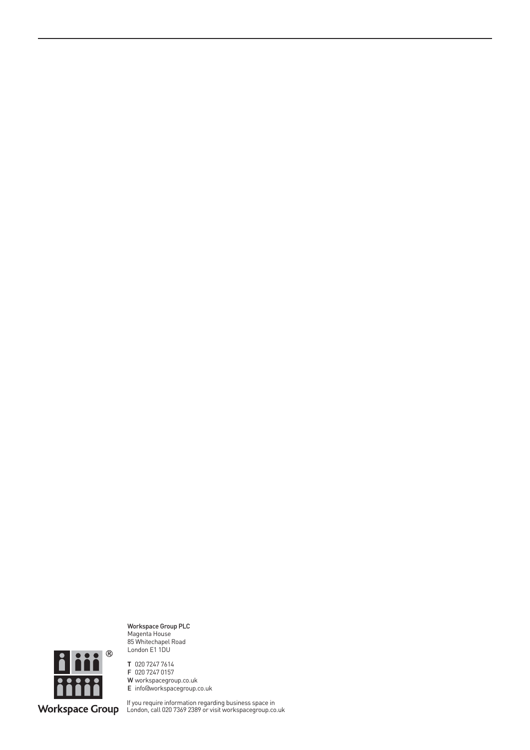Workspace Group

**Workspace Group PLC**
Magenta House
85 Whitechapel Road
London E1 1DU

**T** 020 7247 7614
**F** 020 7247 0157
**W** workspacegroup.co.uk
**E** info@workspacegroup.co.uk

If you require information regarding business space in London, call 020 7369 2389 or visit workspacegroup.co.uk